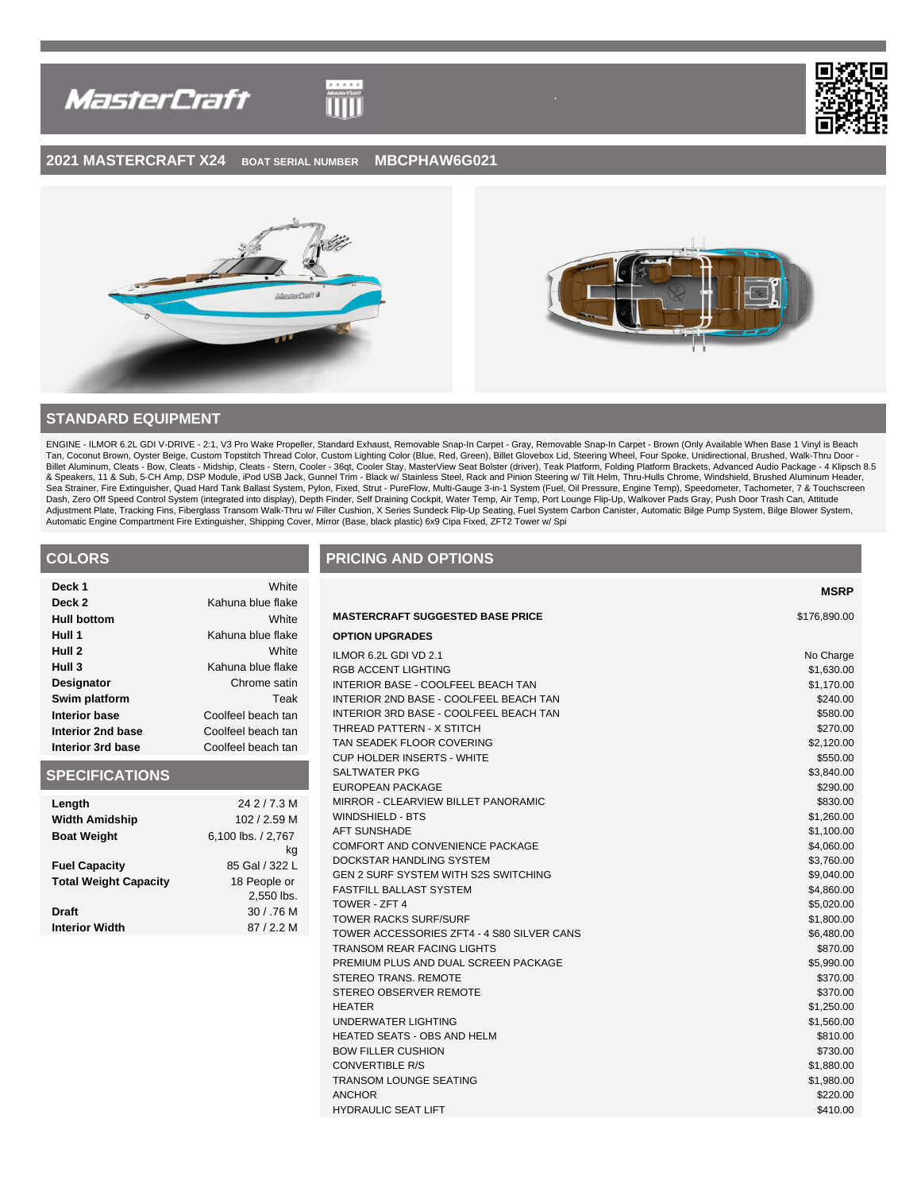# 2021 MASTERCRAFT X24 BOAT SERIAL NUMBER MBCPHAW6G021

## STANDARD EQUIPMENT

ENGINE - ILMOR 6.2L GDI V-DRIVE - 2:1, V3 Pro Wake Propeller, Standard Exhaust, Removable Snap-In Carpet - Gray, Removable Snap-In Carpet - Brown (Only Available When Base 1 Vinyl is Beach Tan, Coconut Brown, Oyster Beige, Custom Topstitch Thread Color, Custom Lighting Color (Blue, Red, Green), Billet Glovebox Lid, Steering Wheel, Four Spoke, Unidirectional, Brushed, Walk-Thru Door - Billet Aluminum, Cleats - Bow, Cleats - Midship, Cleats - Stern, Cooler - 36qt, Cooler Stay, MasterView Seat Bolster (driver), Teak Platform, Folding Platform Brackets, Advanced Audio Package - 4 Klipsch 8.5 & Speakers, 11 & Sub, 5-CH Amp, DSP Module, iPod USB Jack, Gunnel Trim - Black w/ Stainless Steel, Rack and Pinion Steering w/ Tilt Helm, Thru-Hulls Chrome, Windshield, Brushed Aluminum Header, Sea Strainer, Fire Extinguisher, Quad Hard Tank Ballast System, Pylon, Fixed, Strut - PureFlow, Multi-Gauge 3-in-1 System (Fuel, Oil Pressure, Engine Temp), Speedometer, Tachometer, 7 & Touchscreen Dash, Zero Off Speed Control System (integrated into display), Depth Finder, Self Draining Cockpit, Water Temp, Air Temp, Port Lounge Flip-Up, Walkover Pads Gray, Push Door Trash Can, Attitude Adjustment Plate, Tracking Fins, Fiberglass Transom Walk-Thru w/ Filler Cushion, X Series Sundeck Flip-Up Seating, Fuel System Carbon Canister, Automatic Bilge Pump System, Bilge Blower System, Automatic Engine Compartment Fire Extinguisher, Shipping Cover, Mirror (Base, black plastic) 6x9 Cipa Fixed, ZFT2 Tower w/ Spi

## COLORS

| | |
|---|---|
| **Deck 1** | White |
| **Deck 2** | Kahuna blue flake |
| **Hull bottom** | White |
| **Hull 1** | Kahuna blue flake |
| **Hull 2** | White |
| **Hull 3** | Kahuna blue flake |
| **Designator** | Chrome satin |
| **Swim platform** | Teak |
| **Interior base** | Coolfeel beach tan |
| **Interior 2nd base** | Coolfeel beach tan |
| **Interior 3rd base** | Coolfeel beach tan |

## SPECIFICATIONS

| | |
|---|---|
| **Length** | 24 2 / 7.3 M |
| **Width Amidship** | 102 / 2.59 M |
| **Boat Weight** | 6,100 lbs. / 2,767 kg |
| **Fuel Capacity** | 85 Gal / 322 L |
| **Total Weight Capacity** | 18 People or 2,550 lbs. |
| **Draft** | 30 / .76 M |
| **Interior Width** | 87 / 2.2 M |

## PRICING AND OPTIONS

| | MSRP |
|---|---|
| **MASTERCRAFT SUGGESTED BASE PRICE** | $176,890.00 |
| **OPTION UPGRADES** | |
| ILMOR 6.2L GDI VD 2.1 | No Charge |
| RGB ACCENT LIGHTING | $1,630.00 |
| INTERIOR BASE - COOLFEEL BEACH TAN | $1,170.00 |
| INTERIOR 2ND BASE - COOLFEEL BEACH TAN | $240.00 |
| INTERIOR 3RD BASE - COOLFEEL BEACH TAN | $580.00 |
| THREAD PATTERN - X STITCH | $270.00 |
| TAN SEADEK FLOOR COVERING | $2,120.00 |
| CUP HOLDER INSERTS - WHITE | $550.00 |
| SALTWATER PKG | $3,840.00 |
| EUROPEAN PACKAGE | $290.00 |
| MIRROR - CLEARVIEW BILLET PANORAMIC | $830.00 |
| WINDSHIELD - BTS | $1,260.00 |
| AFT SUNSHADE | $1,100.00 |
| COMFORT AND CONVENIENCE PACKAGE | $4,060.00 |
| DOCKSTAR HANDLING SYSTEM | $3,760.00 |
| GEN 2 SURF SYSTEM WITH S2S SWITCHING | $9,040.00 |
| FASTFILL BALLAST SYSTEM | $4,860.00 |
| TOWER - ZFT 4 | $5,020.00 |
| TOWER RACKS SURF/SURF | $1,800.00 |
| TOWER ACCESSORIES ZFT4 - 4 S80 SILVER CANS | $6,480.00 |
| TRANSOM REAR FACING LIGHTS | $870.00 |
| PREMIUM PLUS AND DUAL SCREEN PACKAGE | $5,990.00 |
| STEREO TRANS. REMOTE | $370.00 |
| STEREO OBSERVER REMOTE | $370.00 |
| HEATER | $1,250.00 |
| UNDERWATER LIGHTING | $1,560.00 |
| HEATED SEATS - OBS AND HELM | $810.00 |
| BOW FILLER CUSHION | $730.00 |
| CONVERTIBLE R/S | $1,880.00 |
| TRANSOM LOUNGE SEATING | $1,980.00 |
| ANCHOR | $220.00 |
| HYDRAULIC SEAT LIFT | $410.00 |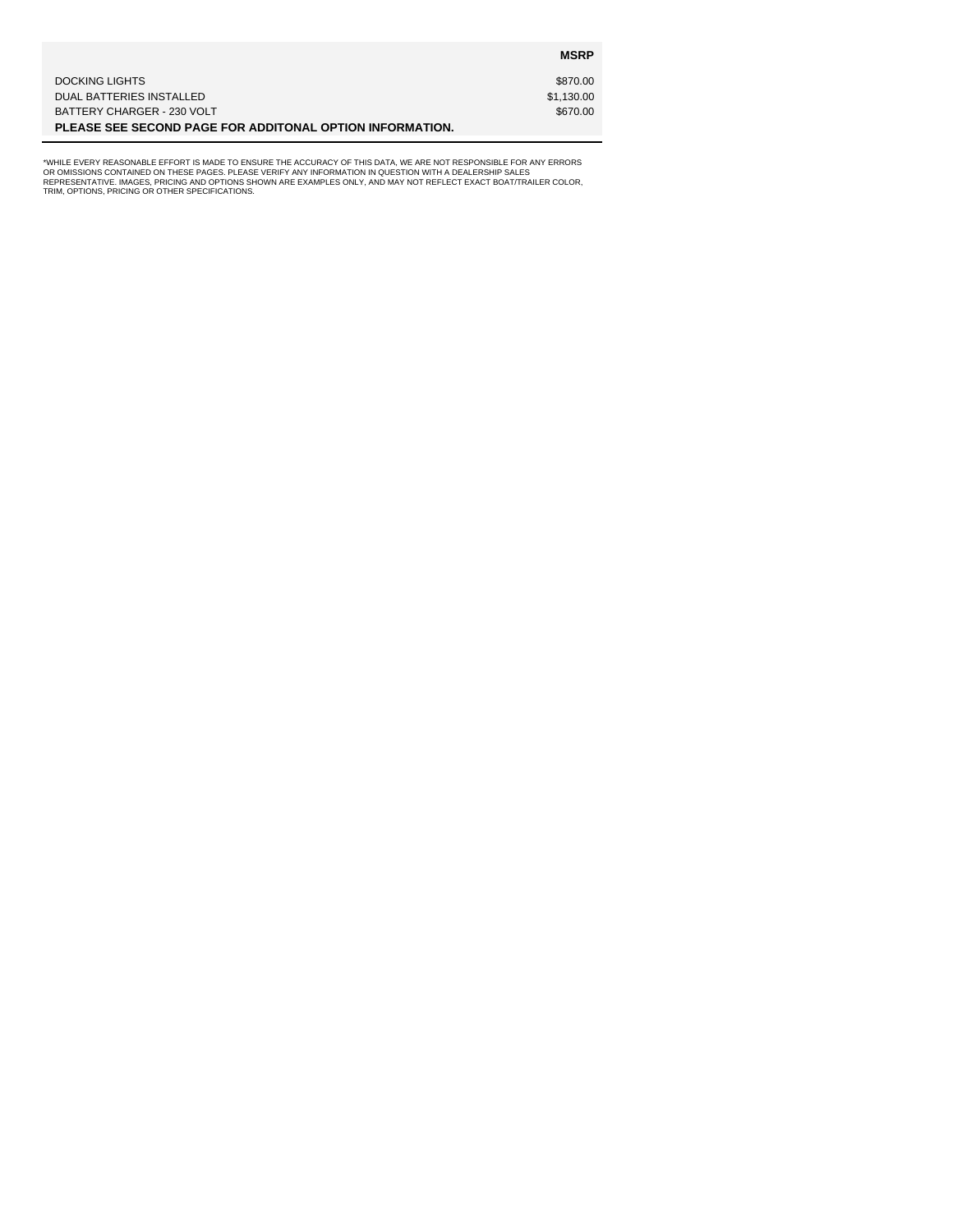| | MSRP |
|---|---|
| DOCKING LIGHTS | $870.00 |
| DUAL BATTERIES INSTALLED | $1,130.00 |
| BATTERY CHARGER - 230 VOLT | $670.00 |
| **PLEASE SEE SECOND PAGE FOR ADDITONAL OPTION INFORMATION.** | |

*WHILE EVERY REASONABLE EFFORT IS MADE TO ENSURE THE ACCURACY OF THIS DATA, WE ARE NOT RESPONSIBLE FOR ANY ERRORS OR OMISSIONS CONTAINED ON THESE PAGES. PLEASE VERIFY ANY INFORMATION IN QUESTION WITH A DEALERSHIP SALES REPRESENTATIVE. IMAGES, PRICING AND OPTIONS SHOWN ARE EXAMPLES ONLY, AND MAY NOT REFLECT EXACT BOAT/TRAILER COLOR, TRIM, OPTIONS, PRICING OR OTHER SPECIFICATIONS.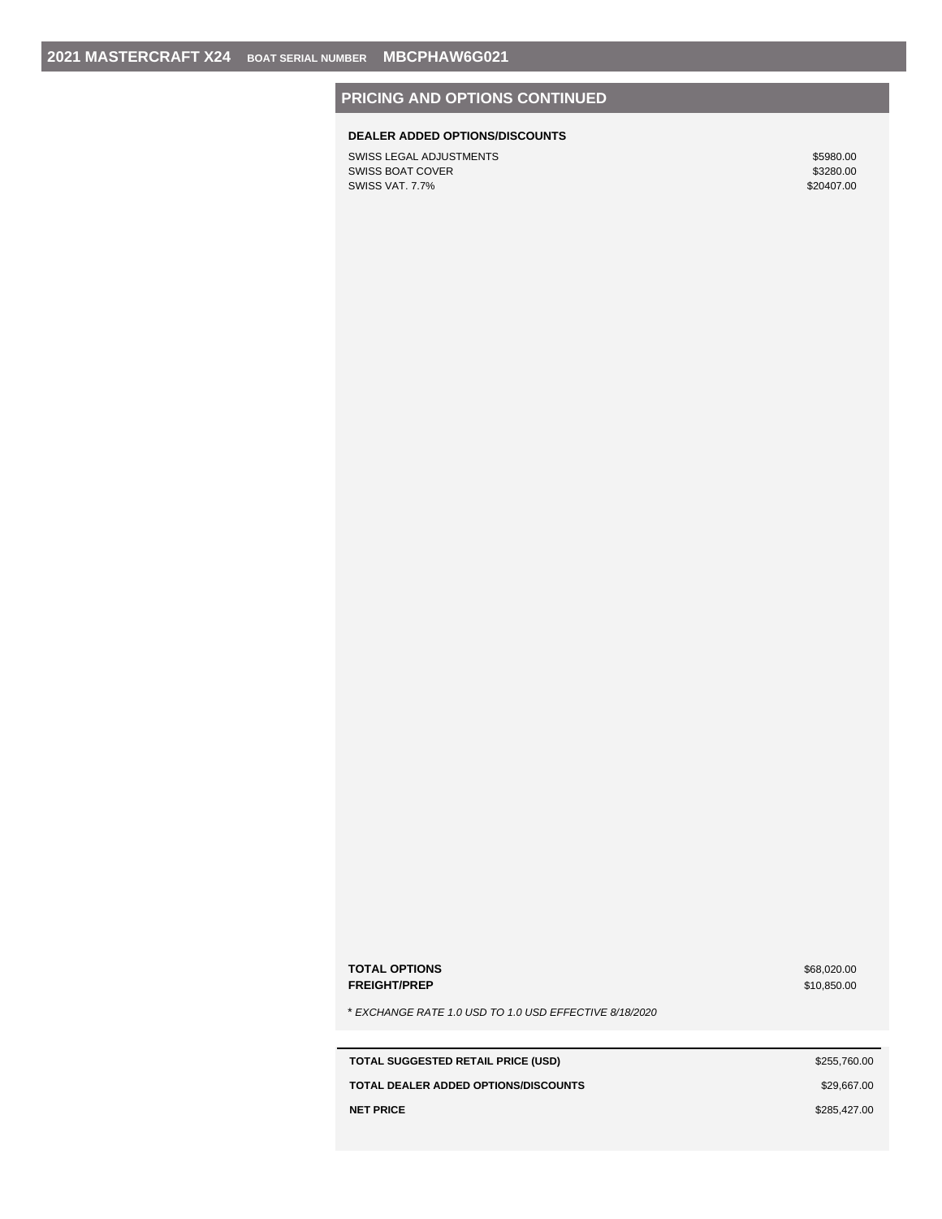## PRICING AND OPTIONS CONTINUED

**DEALER ADDED OPTIONS/DISCOUNTS**

| | |
|---|---|
| SWISS LEGAL ADJUSTMENTS | $5980.00 |
| SWISS BOAT COVER | $3280.00 |
| SWISS VAT. 7.7% | $20407.00 |

| | |
|---|---|
| **TOTAL OPTIONS** | $68,020.00 |
| **FREIGHT/PREP** | $10,850.00 |

* *EXCHANGE RATE 1.0 USD TO 1.0 USD EFFECTIVE 8/18/2020*

| | |
|---|---|
| **TOTAL SUGGESTED RETAIL PRICE (USD)** | $255,760.00 |
| **TOTAL DEALER ADDED OPTIONS/DISCOUNTS** | $29,667.00 |
| **NET PRICE** | $285,427.00 |